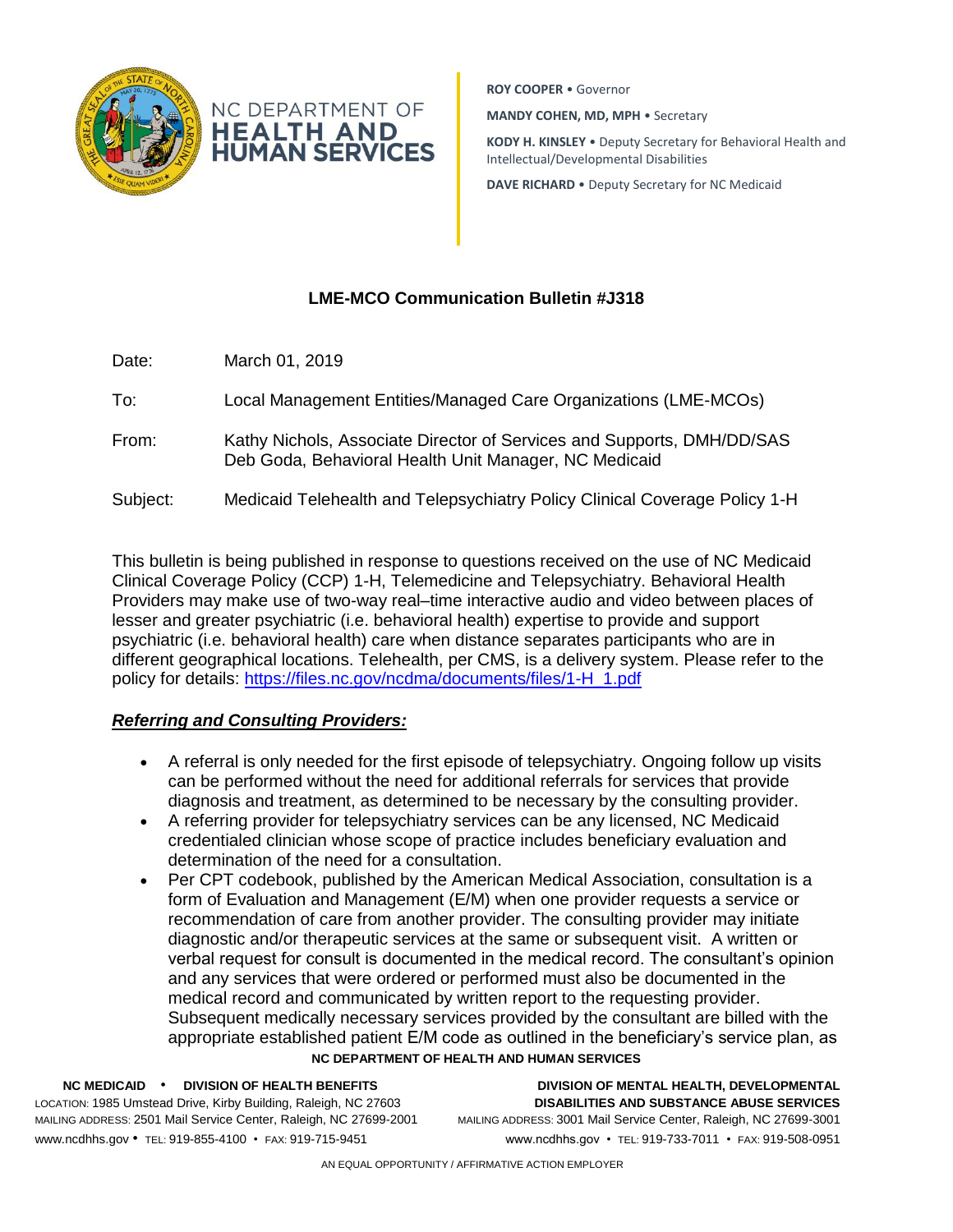ROY COOPER • Governor

MANDY COHEN, MD, MPH • Secretary

KODY H. KINSLEY • Deputy Secretary for Behavioral Health and Intellectual/Developmental Disabilities

DAVE RICHARD • Deputy Secretary for NC Medicaid

## LME-MCO Communication Bulletin #J318

Date: March 01, 2019

To: Local Management Entities/Managed Care Organizations (LME-MCOs)

From: Kathy Nichols, Associate Director of Services and Supports, DMH/DD/SAS
Deb Goda, Behavioral Health Unit Manager, NC Medicaid

Subject: Medicaid Telehealth and Telepsychiatry Policy Clinical Coverage Policy 1-H

This bulletin is being published in response to questions received on the use of NC Medicaid Clinical Coverage Policy (CCP) 1-H, Telemedicine and Telepsychiatry. Behavioral Health Providers may make use of two-way real–time interactive audio and video between places of lesser and greater psychiatric (i.e. behavioral health) expertise to provide and support psychiatric (i.e. behavioral health) care when distance separates participants who are in different geographical locations. Telehealth, per CMS, is a delivery system. Please refer to the policy for details: https://files.nc.gov/ncdma/documents/files/1-H_1.pdf

***Referring and Consulting Providers:***

- A referral is only needed for the first episode of telepsychiatry. Ongoing follow up visits can be performed without the need for additional referrals for services that provide diagnosis and treatment, as determined to be necessary by the consulting provider.
- A referring provider for telepsychiatry services can be any licensed, NC Medicaid credentialed clinician whose scope of practice includes beneficiary evaluation and determination of the need for a consultation.
- Per CPT codebook, published by the American Medical Association, consultation is a form of Evaluation and Management (E/M) when one provider requests a service or recommendation of care from another provider. The consulting provider may initiate diagnostic and/or therapeutic services at the same or subsequent visit. A written or verbal request for consult is documented in the medical record. The consultant's opinion and any services that were ordered or performed must also be documented in the medical record and communicated by written report to the requesting provider. Subsequent medically necessary services provided by the consultant are billed with the appropriate established patient E/M code as outlined in the beneficiary's service plan, as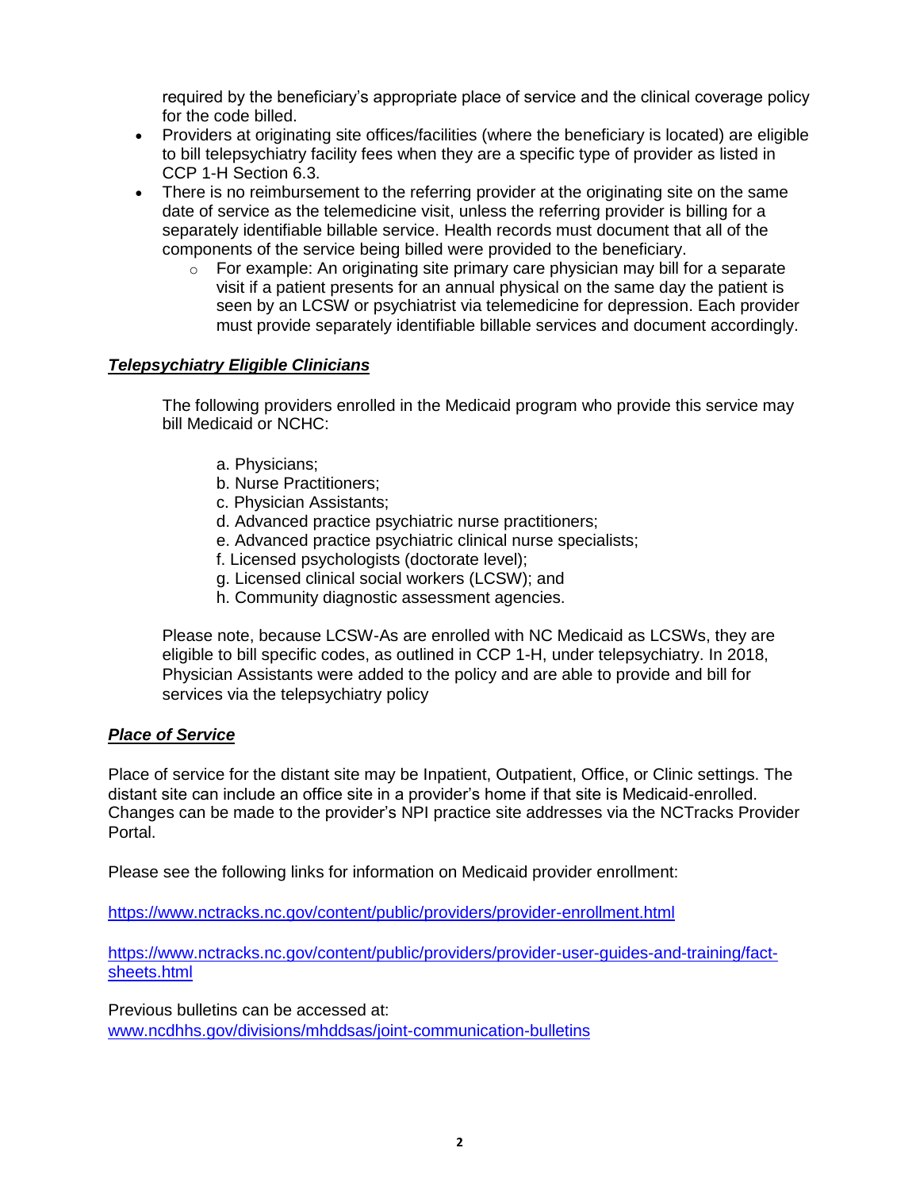required by the beneficiary's appropriate place of service and the clinical coverage policy for the code billed.

- Providers at originating site offices/facilities (where the beneficiary is located) are eligible to bill telepsychiatry facility fees when they are a specific type of provider as listed in CCP 1-H Section 6.3.
- There is no reimbursement to the referring provider at the originating site on the same date of service as the telemedicine visit, unless the referring provider is billing for a separately identifiable billable service. Health records must document that all of the components of the service being billed were provided to the beneficiary.
  - For example: An originating site primary care physician may bill for a separate visit if a patient presents for an annual physical on the same day the patient is seen by an LCSW or psychiatrist via telemedicine for depression. Each provider must provide separately identifiable billable services and document accordingly.

***Telepsychiatry Eligible Clinicians***

The following providers enrolled in the Medicaid program who provide this service may bill Medicaid or NCHC:

a. Physicians;
b. Nurse Practitioners;
c. Physician Assistants;
d. Advanced practice psychiatric nurse practitioners;
e. Advanced practice psychiatric clinical nurse specialists;
f. Licensed psychologists (doctorate level);
g. Licensed clinical social workers (LCSW); and
h. Community diagnostic assessment agencies.

Please note, because LCSW-As are enrolled with NC Medicaid as LCSWs, they are eligible to bill specific codes, as outlined in CCP 1-H, under telepsychiatry. In 2018, Physician Assistants were added to the policy and are able to provide and bill for services via the telepsychiatry policy

***Place of Service***

Place of service for the distant site may be Inpatient, Outpatient, Office, or Clinic settings. The distant site can include an office site in a provider's home if that site is Medicaid-enrolled. Changes can be made to the provider's NPI practice site addresses via the NCTracks Provider Portal.

Please see the following links for information on Medicaid provider enrollment:

https://www.nctracks.nc.gov/content/public/providers/provider-enrollment.html

https://www.nctracks.nc.gov/content/public/providers/provider-user-guides-and-training/fact-sheets.html

Previous bulletins can be accessed at:
www.ncdhhs.gov/divisions/mhddsas/joint-communication-bulletins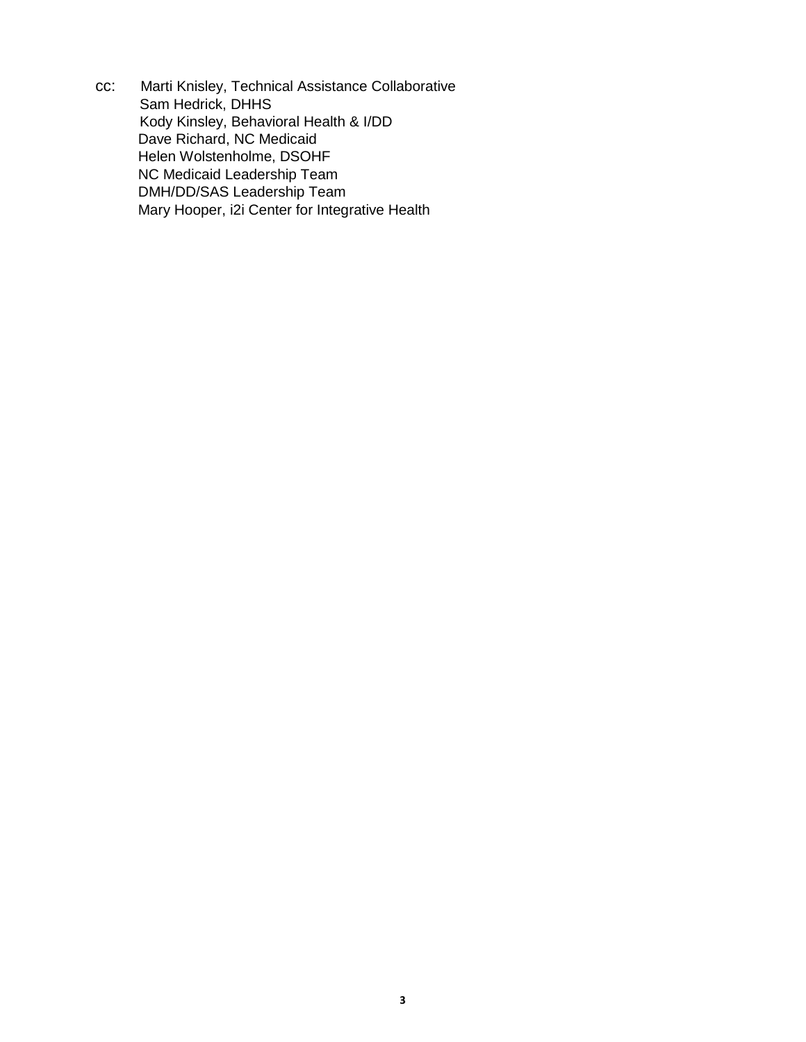cc: Marti Knisley, Technical Assistance Collaborative
Sam Hedrick, DHHS
Kody Kinsley, Behavioral Health & I/DD
Dave Richard, NC Medicaid
Helen Wolstenholme, DSOHF
NC Medicaid Leadership Team
DMH/DD/SAS Leadership Team
Mary Hooper, i2i Center for Integrative Health